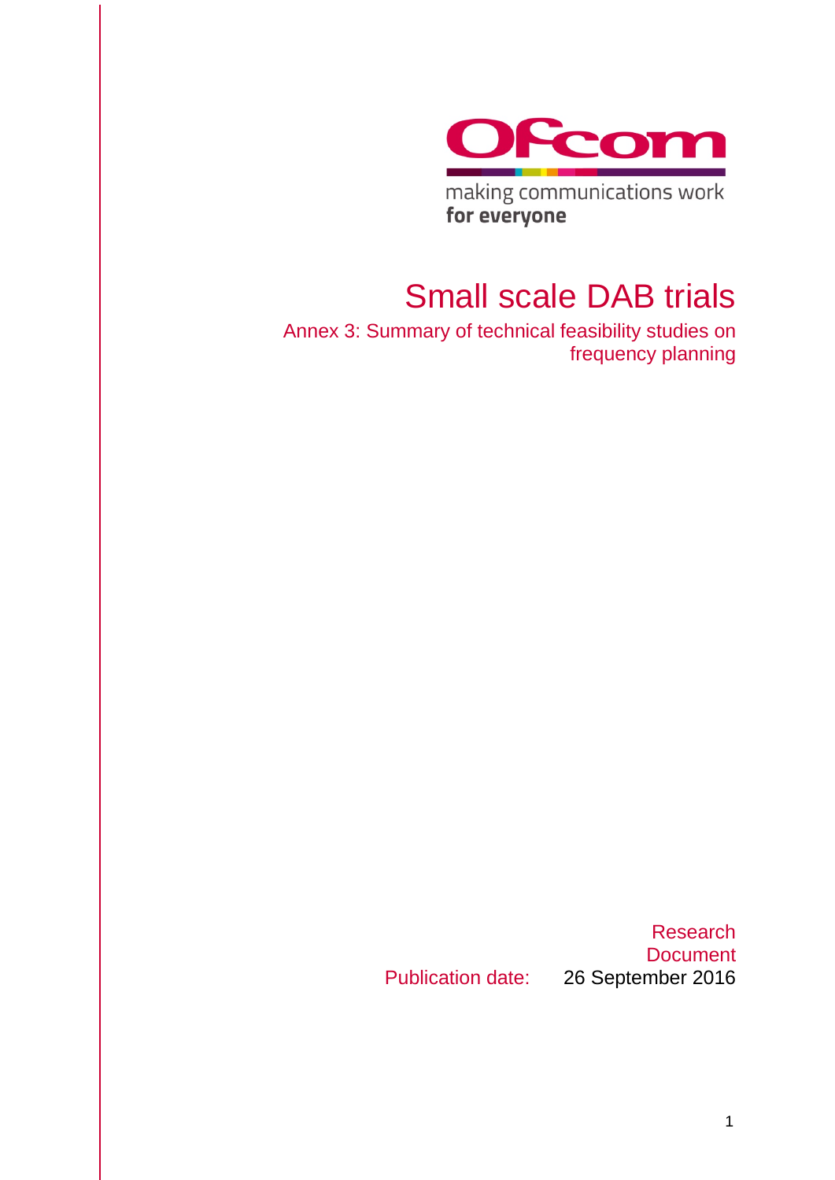making communications work
**for everyone**

# Small scale DAB trials

## Annex 3: Summary of technical feasibility studies on frequency planning

Research Document

Publication date: 26 September 2016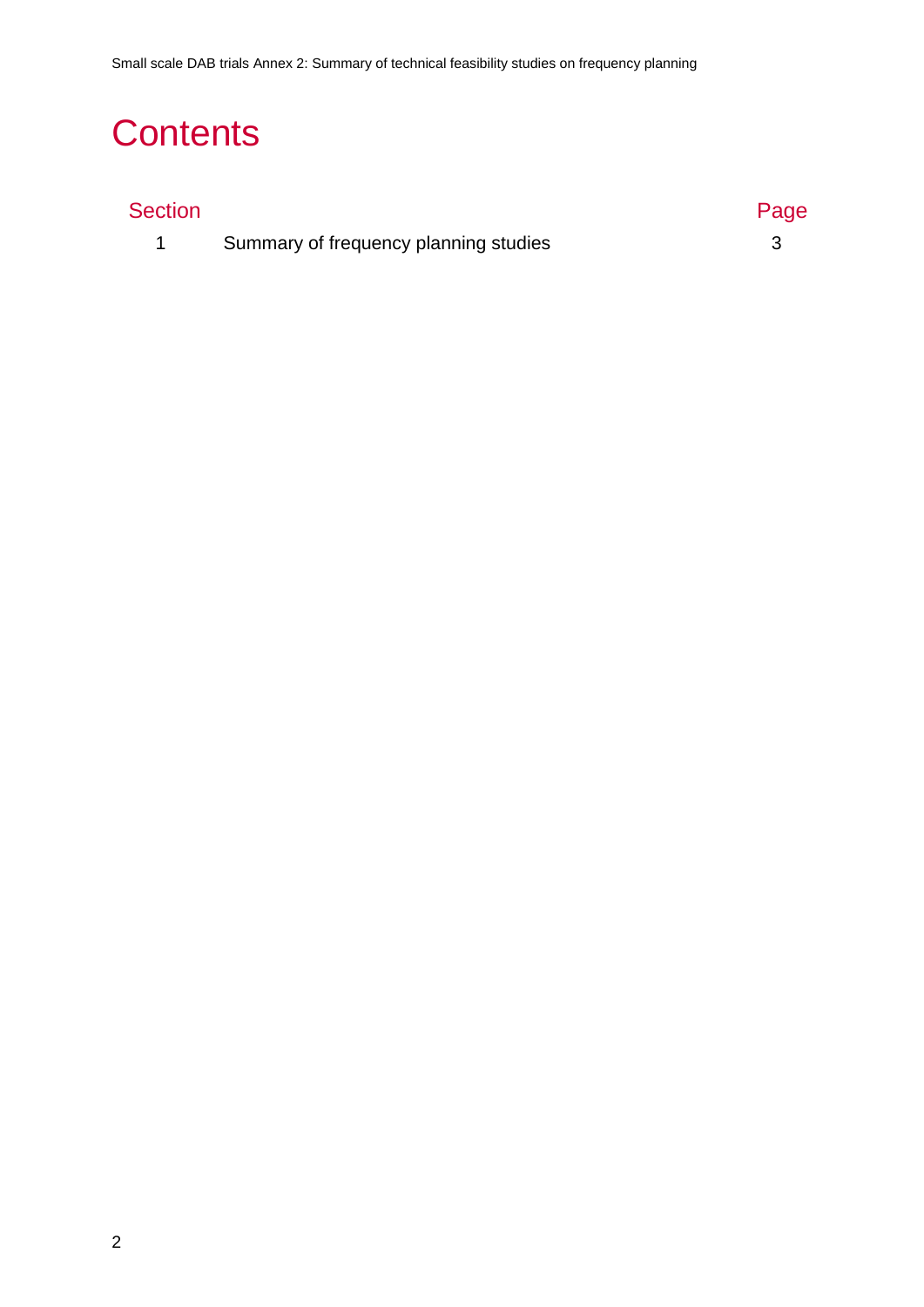# Contents

| Section | | Page |
|---|---|---|
| 1 | Summary of frequency planning studies | 3 |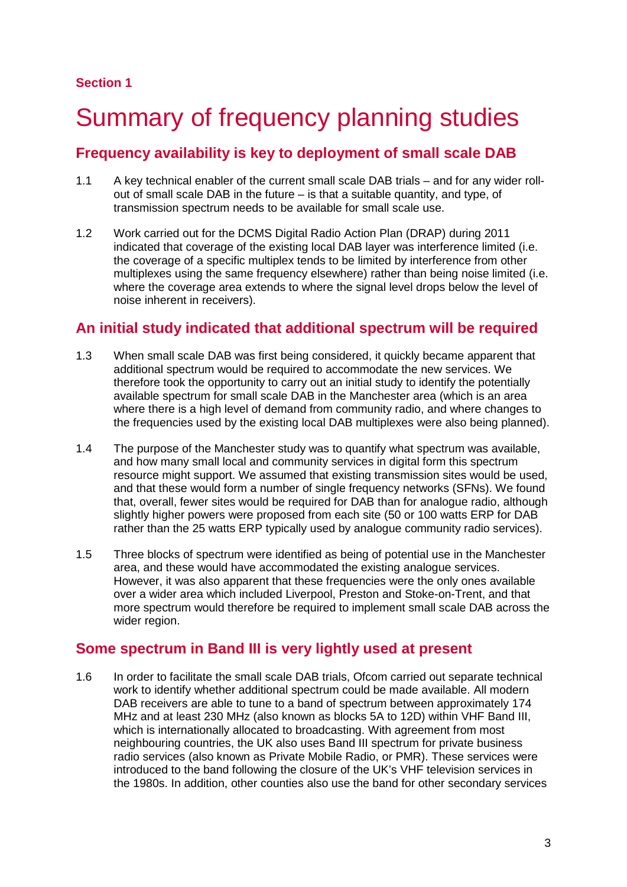Section 1

# Summary of frequency planning studies

## Frequency availability is key to deployment of small scale DAB

1.1 A key technical enabler of the current small scale DAB trials – and for any wider roll-out of small scale DAB in the future – is that a suitable quantity, and type, of transmission spectrum needs to be available for small scale use.

1.2 Work carried out for the DCMS Digital Radio Action Plan (DRAP) during 2011 indicated that coverage of the existing local DAB layer was interference limited (i.e. the coverage of a specific multiplex tends to be limited by interference from other multiplexes using the same frequency elsewhere) rather than being noise limited (i.e. where the coverage area extends to where the signal level drops below the level of noise inherent in receivers).

## An initial study indicated that additional spectrum will be required

1.3 When small scale DAB was first being considered, it quickly became apparent that additional spectrum would be required to accommodate the new services. We therefore took the opportunity to carry out an initial study to identify the potentially available spectrum for small scale DAB in the Manchester area (which is an area where there is a high level of demand from community radio, and where changes to the frequencies used by the existing local DAB multiplexes were also being planned).

1.4 The purpose of the Manchester study was to quantify what spectrum was available, and how many small local and community services in digital form this spectrum resource might support. We assumed that existing transmission sites would be used, and that these would form a number of single frequency networks (SFNs). We found that, overall, fewer sites would be required for DAB than for analogue radio, although slightly higher powers were proposed from each site (50 or 100 watts ERP for DAB rather than the 25 watts ERP typically used by analogue community radio services).

1.5 Three blocks of spectrum were identified as being of potential use in the Manchester area, and these would have accommodated the existing analogue services. However, it was also apparent that these frequencies were the only ones available over a wider area which included Liverpool, Preston and Stoke-on-Trent, and that more spectrum would therefore be required to implement small scale DAB across the wider region.

## Some spectrum in Band III is very lightly used at present

1.6 In order to facilitate the small scale DAB trials, Ofcom carried out separate technical work to identify whether additional spectrum could be made available. All modern DAB receivers are able to tune to a band of spectrum between approximately 174 MHz and at least 230 MHz (also known as blocks 5A to 12D) within VHF Band III, which is internationally allocated to broadcasting. With agreement from most neighbouring countries, the UK also uses Band III spectrum for private business radio services (also known as Private Mobile Radio, or PMR). These services were introduced to the band following the closure of the UK's VHF television services in the 1980s. In addition, other counties also use the band for other secondary services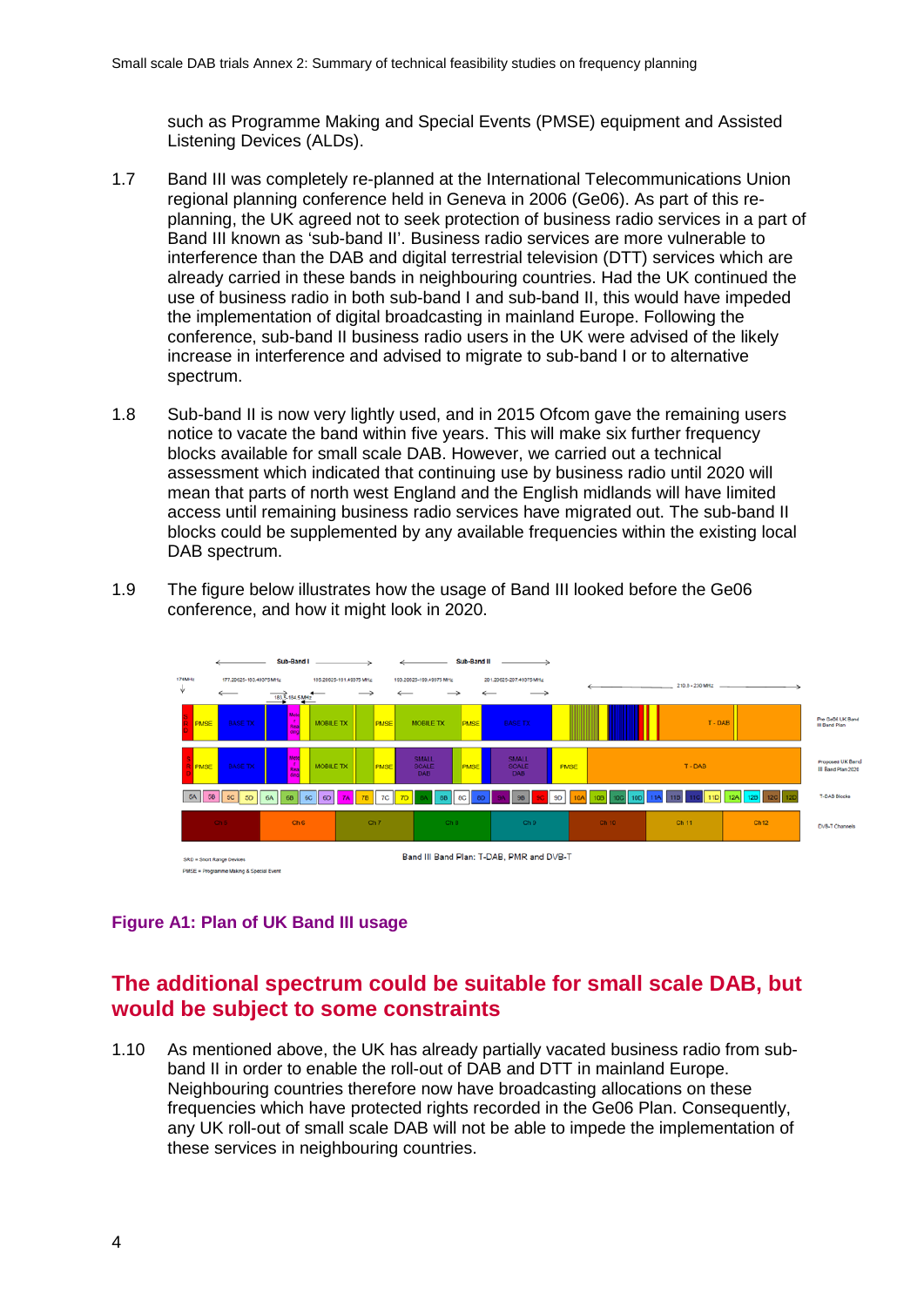such as Programme Making and Special Events (PMSE) equipment and Assisted Listening Devices (ALDs).

1.7 Band III was completely re-planned at the International Telecommunications Union regional planning conference held in Geneva in 2006 (Ge06). As part of this re-planning, the UK agreed not to seek protection of business radio services in a part of Band III known as 'sub-band II'. Business radio services are more vulnerable to interference than the DAB and digital terrestrial television (DTT) services which are already carried in these bands in neighbouring countries. Had the UK continued the use of business radio in both sub-band I and sub-band II, this would have impeded the implementation of digital broadcasting in mainland Europe. Following the conference, sub-band II business radio users in the UK were advised of the likely increase in interference and advised to migrate to sub-band I or to alternative spectrum.

1.8 Sub-band II is now very lightly used, and in 2015 Ofcom gave the remaining users notice to vacate the band within five years. This will make six further frequency blocks available for small scale DAB. However, we carried out a technical assessment which indicated that continuing use by business radio until 2020 will mean that parts of north west England and the English midlands will have limited access until remaining business radio services have migrated out. The sub-band II blocks could be supplemented by any available frequencies within the existing local DAB spectrum.

1.9 The figure below illustrates how the usage of Band III looked before the Ge06 conference, and how it might look in 2020.

Band III Band Plan: T-DAB, PMR and DVB-T

SRD = Short Range Devices
PMSE = Programme Making & Special Event

**Figure A1: Plan of UK Band III usage**

## The additional spectrum could be suitable for small scale DAB, but would be subject to some constraints

1.10 As mentioned above, the UK has already partially vacated business radio from sub-band II in order to enable the roll-out of DAB and DTT in mainland Europe. Neighbouring countries therefore now have broadcasting allocations on these frequencies which have protected rights recorded in the Ge06 Plan. Consequently, any UK roll-out of small scale DAB will not be able to impede the implementation of these services in neighbouring countries.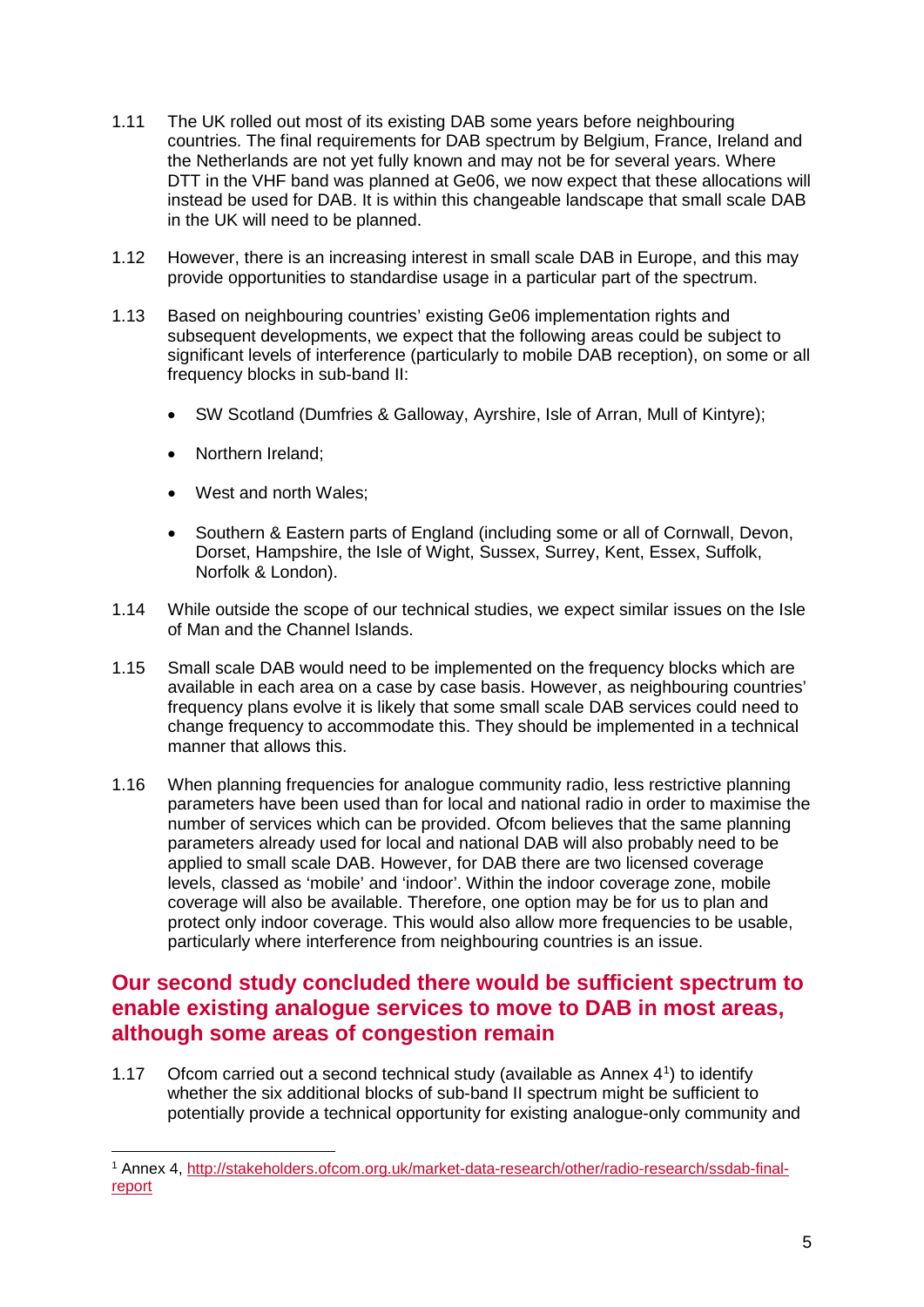1.11 The UK rolled out most of its existing DAB some years before neighbouring countries. The final requirements for DAB spectrum by Belgium, France, Ireland and the Netherlands are not yet fully known and may not be for several years. Where DTT in the VHF band was planned at Ge06, we now expect that these allocations will instead be used for DAB. It is within this changeable landscape that small scale DAB in the UK will need to be planned.

1.12 However, there is an increasing interest in small scale DAB in Europe, and this may provide opportunities to standardise usage in a particular part of the spectrum.

1.13 Based on neighbouring countries' existing Ge06 implementation rights and subsequent developments, we expect that the following areas could be subject to significant levels of interference (particularly to mobile DAB reception), on some or all frequency blocks in sub-band II:

- SW Scotland (Dumfries & Galloway, Ayrshire, Isle of Arran, Mull of Kintyre);
- Northern Ireland;
- West and north Wales;
- Southern & Eastern parts of England (including some or all of Cornwall, Devon, Dorset, Hampshire, the Isle of Wight, Sussex, Surrey, Kent, Essex, Suffolk, Norfolk & London).

1.14 While outside the scope of our technical studies, we expect similar issues on the Isle of Man and the Channel Islands.

1.15 Small scale DAB would need to be implemented on the frequency blocks which are available in each area on a case by case basis. However, as neighbouring countries' frequency plans evolve it is likely that some small scale DAB services could need to change frequency to accommodate this. They should be implemented in a technical manner that allows this.

1.16 When planning frequencies for analogue community radio, less restrictive planning parameters have been used than for local and national radio in order to maximise the number of services which can be provided. Ofcom believes that the same planning parameters already used for local and national DAB will also probably need to be applied to small scale DAB. However, for DAB there are two licensed coverage levels, classed as 'mobile' and 'indoor'. Within the indoor coverage zone, mobile coverage will also be available. Therefore, one option may be for us to plan and protect only indoor coverage. This would also allow more frequencies to be usable, particularly where interference from neighbouring countries is an issue.

## Our second study concluded there would be sufficient spectrum to enable existing analogue services to move to DAB in most areas, although some areas of congestion remain

1.17 Ofcom carried out a second technical study (available as Annex 4[1]) to identify whether the six additional blocks of sub-band II spectrum might be sufficient to potentially provide a technical opportunity for existing analogue-only community and

[1] Annex 4, http://stakeholders.ofcom.org.uk/market-data-research/other/radio-research/ssdab-final-report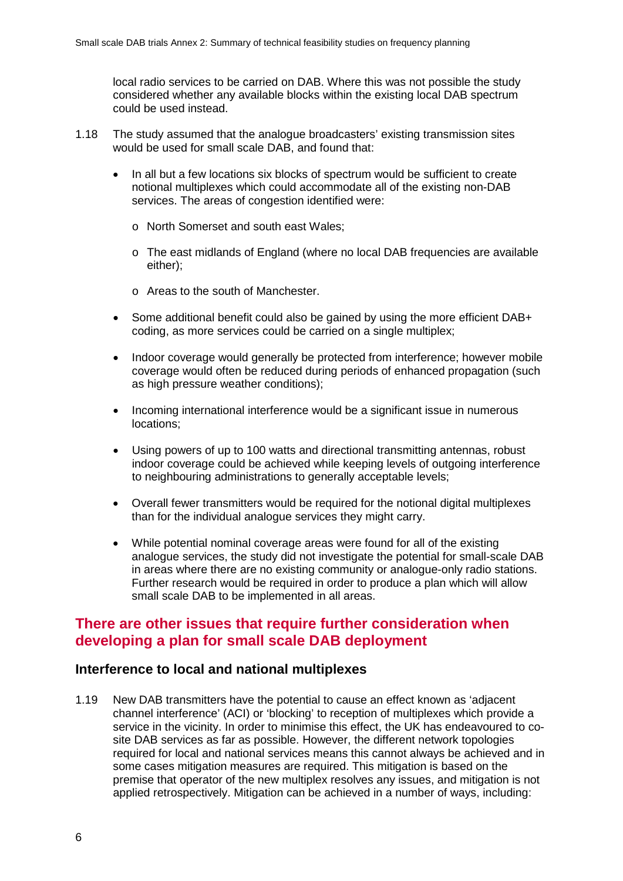local radio services to be carried on DAB. Where this was not possible the study considered whether any available blocks within the existing local DAB spectrum could be used instead.

1.18 The study assumed that the analogue broadcasters' existing transmission sites would be used for small scale DAB, and found that:

- In all but a few locations six blocks of spectrum would be sufficient to create notional multiplexes which could accommodate all of the existing non-DAB services. The areas of congestion identified were:
  - North Somerset and south east Wales;
  - The east midlands of England (where no local DAB frequencies are available either);
  - Areas to the south of Manchester.
- Some additional benefit could also be gained by using the more efficient DAB+ coding, as more services could be carried on a single multiplex;
- Indoor coverage would generally be protected from interference; however mobile coverage would often be reduced during periods of enhanced propagation (such as high pressure weather conditions);
- Incoming international interference would be a significant issue in numerous locations;
- Using powers of up to 100 watts and directional transmitting antennas, robust indoor coverage could be achieved while keeping levels of outgoing interference to neighbouring administrations to generally acceptable levels;
- Overall fewer transmitters would be required for the notional digital multiplexes than for the individual analogue services they might carry.
- While potential nominal coverage areas were found for all of the existing analogue services, the study did not investigate the potential for small-scale DAB in areas where there are no existing community or analogue-only radio stations. Further research would be required in order to produce a plan which will allow small scale DAB to be implemented in all areas.

## There are other issues that require further consideration when developing a plan for small scale DAB deployment

### Interference to local and national multiplexes

1.19 New DAB transmitters have the potential to cause an effect known as 'adjacent channel interference' (ACI) or 'blocking' to reception of multiplexes which provide a service in the vicinity. In order to minimise this effect, the UK has endeavoured to co-site DAB services as far as possible. However, the different network topologies required for local and national services means this cannot always be achieved and in some cases mitigation measures are required. This mitigation is based on the premise that operator of the new multiplex resolves any issues, and mitigation is not applied retrospectively. Mitigation can be achieved in a number of ways, including: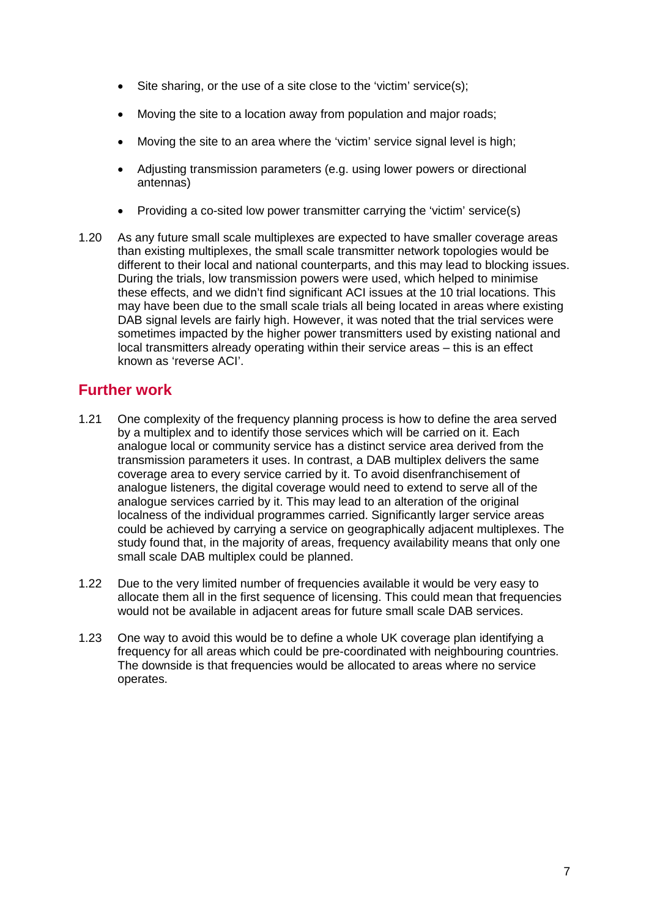- Site sharing, or the use of a site close to the 'victim' service(s);
- Moving the site to a location away from population and major roads;
- Moving the site to an area where the 'victim' service signal level is high;
- Adjusting transmission parameters (e.g. using lower powers or directional antennas)
- Providing a co-sited low power transmitter carrying the 'victim' service(s)

1.20 As any future small scale multiplexes are expected to have smaller coverage areas than existing multiplexes, the small scale transmitter network topologies would be different to their local and national counterparts, and this may lead to blocking issues. During the trials, low transmission powers were used, which helped to minimise these effects, and we didn't find significant ACI issues at the 10 trial locations. This may have been due to the small scale trials all being located in areas where existing DAB signal levels are fairly high. However, it was noted that the trial services were sometimes impacted by the higher power transmitters used by existing national and local transmitters already operating within their service areas – this is an effect known as 'reverse ACI'.

## Further work

1.21 One complexity of the frequency planning process is how to define the area served by a multiplex and to identify those services which will be carried on it. Each analogue local or community service has a distinct service area derived from the transmission parameters it uses. In contrast, a DAB multiplex delivers the same coverage area to every service carried by it. To avoid disenfranchisement of analogue listeners, the digital coverage would need to extend to serve all of the analogue services carried by it. This may lead to an alteration of the original localness of the individual programmes carried. Significantly larger service areas could be achieved by carrying a service on geographically adjacent multiplexes. The study found that, in the majority of areas, frequency availability means that only one small scale DAB multiplex could be planned.

1.22 Due to the very limited number of frequencies available it would be very easy to allocate them all in the first sequence of licensing. This could mean that frequencies would not be available in adjacent areas for future small scale DAB services.

1.23 One way to avoid this would be to define a whole UK coverage plan identifying a frequency for all areas which could be pre-coordinated with neighbouring countries. The downside is that frequencies would be allocated to areas where no service operates.